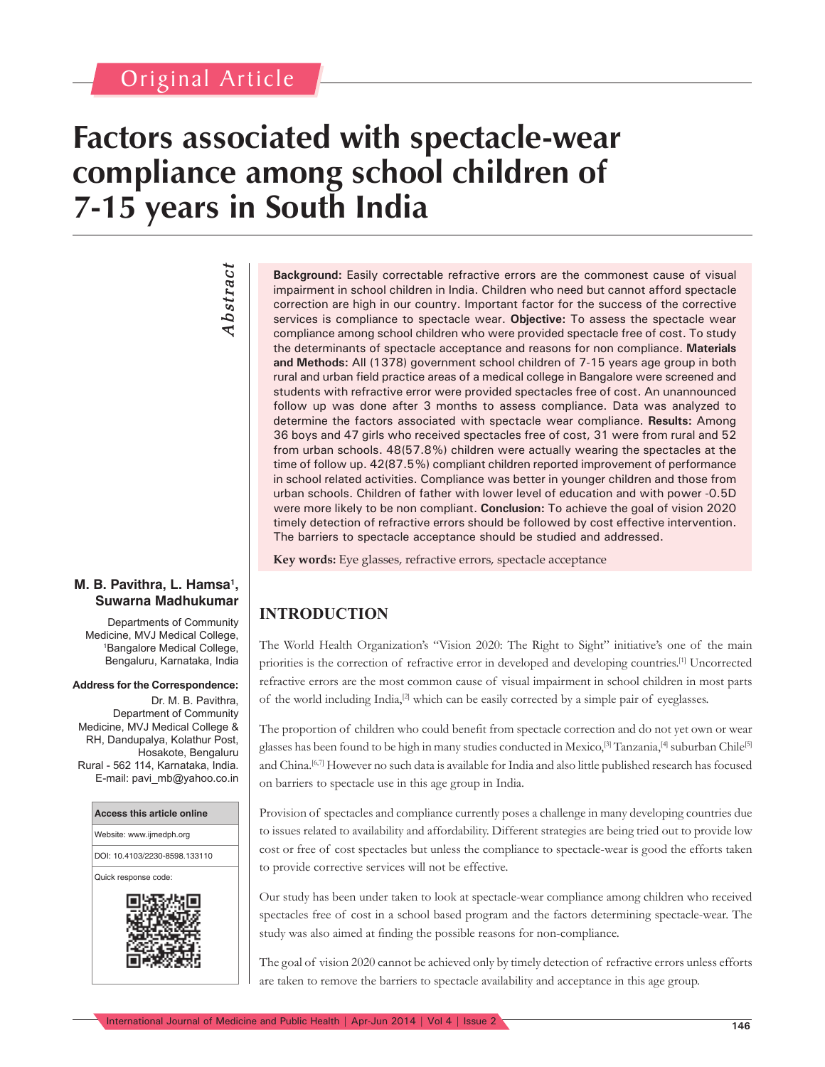Original Article

# Factors associated with spectacle-wear compliance among school children of 7-15 years in South India

*Abstract*

**Background:** Easily correctable refractive errors are the commonest cause of visual impairment in school children in India. Children who need but cannot afford spectacle correction are high in our country. Important factor for the success of the corrective services is compliance to spectacle wear. **Objective:** To assess the spectacle wear compliance among school children who were provided spectacle free of cost. To study the determinants of spectacle acceptance and reasons for non compliance. **Materials and Methods:** All (1378) government school children of 7-15 years age group in both rural and urban field practice areas of a medical college in Bangalore were screened and students with refractive error were provided spectacles free of cost. An unannounced follow up was done after 3 months to assess compliance. Data was analyzed to determine the factors associated with spectacle wear compliance. **Results:** Among 36 boys and 47 girls who received spectacles free of cost, 31 were from rural and 52 from urban schools. 48(57.8%) children were actually wearing the spectacles at the time of follow up. 42(87.5%) compliant children reported improvement of performance in school related activities. Compliance was better in younger children and those from urban schools. Children of father with lower level of education and with power -0.5D were more likely to be non compliant. **Conclusion:** To achieve the goal of vision 2020 timely detection of refractive errors should be followed by cost effective intervention. The barriers to spectacle acceptance should be studied and addressed.

**Key words:** Eye glasses, refractive errors, spectacle acceptance

**M. B. Pavithra, L. Hamsa[1], Suwarna Madhukumar**

Departments of Community Medicine, MVJ Medical College, [1]Bangalore Medical College, Bengaluru, Karnataka, India

**Address for the Correspondence:**
Dr. M. B. Pavithra, Department of Community Medicine, MVJ Medical College & RH, Dandupalya, Kolathur Post, Hosakote, Bengaluru Rural - 562 114, Karnataka, India.
E-mail: pavi_mb@yahoo.co.in

| Access this article online |
|---|
| Website: www.ijmedph.org |
| DOI: 10.4103/2230-8598.133110 |
| Quick response code: |

## INTRODUCTION

The World Health Organization's "Vision 2020: The Right to Sight" initiative's one of the main priorities is the correction of refractive error in developed and developing countries.[1] Uncorrected refractive errors are the most common cause of visual impairment in school children in most parts of the world including India,[2] which can be easily corrected by a simple pair of eyeglasses.

The proportion of children who could benefit from spectacle correction and do not yet own or wear glasses has been found to be high in many studies conducted in Mexico,[3] Tanzania,[4] suburban Chile[5] and China.[6,7] However no such data is available for India and also little published research has focused on barriers to spectacle use in this age group in India.

Provision of spectacles and compliance currently poses a challenge in many developing countries due to issues related to availability and affordability. Different strategies are being tried out to provide low cost or free of cost spectacles but unless the compliance to spectacle-wear is good the efforts taken to provide corrective services will not be effective.

Our study has been under taken to look at spectacle-wear compliance among children who received spectacles free of cost in a school based program and the factors determining spectacle-wear. The study was also aimed at finding the possible reasons for non-compliance.

The goal of vision 2020 cannot be achieved only by timely detection of refractive errors unless efforts are taken to remove the barriers to spectacle availability and acceptance in this age group.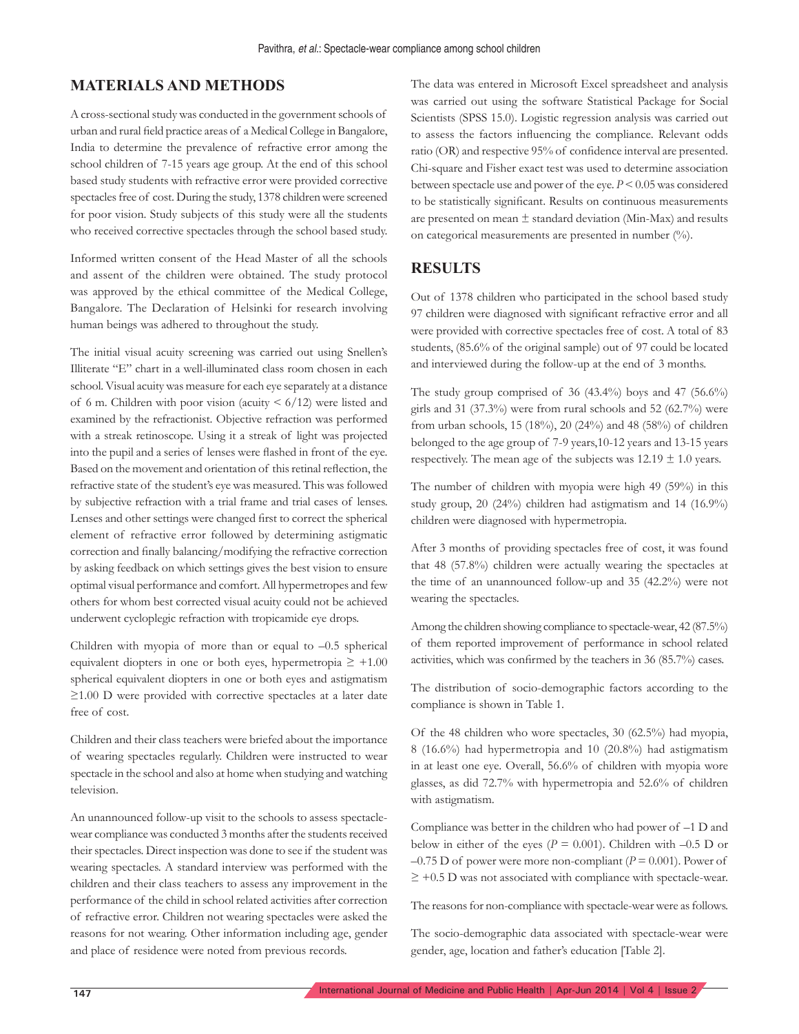## MATERIALS AND METHODS

A cross-sectional study was conducted in the government schools of urban and rural field practice areas of a Medical College in Bangalore, India to determine the prevalence of refractive error among the school children of 7-15 years age group. At the end of this school based study students with refractive error were provided corrective spectacles free of cost. During the study, 1378 children were screened for poor vision. Study subjects of this study were all the students who received corrective spectacles through the school based study.

Informed written consent of the Head Master of all the schools and assent of the children were obtained. The study protocol was approved by the ethical committee of the Medical College, Bangalore. The Declaration of Helsinki for research involving human beings was adhered to throughout the study.

The initial visual acuity screening was carried out using Snellen's Illiterate "E" chart in a well-illuminated class room chosen in each school. Visual acuity was measure for each eye separately at a distance of 6 m. Children with poor vision (acuity < 6/12) were listed and examined by the refractionist. Objective refraction was performed with a streak retinoscope. Using it a streak of light was projected into the pupil and a series of lenses were flashed in front of the eye. Based on the movement and orientation of this retinal reflection, the refractive state of the student's eye was measured. This was followed by subjective refraction with a trial frame and trial cases of lenses. Lenses and other settings were changed first to correct the spherical element of refractive error followed by determining astigmatic correction and finally balancing/modifying the refractive correction by asking feedback on which settings gives the best vision to ensure optimal visual performance and comfort. All hypermetropes and few others for whom best corrected visual acuity could not be achieved underwent cycloplegic refraction with tropicamide eye drops.

Children with myopia of more than or equal to –0.5 spherical equivalent diopters in one or both eyes, hypermetropia ≥ +1.00 spherical equivalent diopters in one or both eyes and astigmatism ≥1.00 D were provided with corrective spectacles at a later date free of cost.

Children and their class teachers were briefed about the importance of wearing spectacles regularly. Children were instructed to wear spectacle in the school and also at home when studying and watching television.

An unannounced follow-up visit to the schools to assess spectacle-wear compliance was conducted 3 months after the students received their spectacles. Direct inspection was done to see if the student was wearing spectacles. A standard interview was performed with the children and their class teachers to assess any improvement in the performance of the child in school related activities after correction of refractive error. Children not wearing spectacles were asked the reasons for not wearing. Other information including age, gender and place of residence were noted from previous records.

The data was entered in Microsoft Excel spreadsheet and analysis was carried out using the software Statistical Package for Social Scientists (SPSS 15.0). Logistic regression analysis was carried out to assess the factors influencing the compliance. Relevant odds ratio (OR) and respective 95% of confidence interval are presented. Chi-square and Fisher exact test was used to determine association between spectacle use and power of the eye. $P < 0.05$ was considered to be statistically significant. Results on continuous measurements are presented on mean ± standard deviation (Min-Max) and results on categorical measurements are presented in number (%).

## RESULTS

Out of 1378 children who participated in the school based study 97 children were diagnosed with significant refractive error and all were provided with corrective spectacles free of cost. A total of 83 students, (85.6% of the original sample) out of 97 could be located and interviewed during the follow-up at the end of 3 months.

The study group comprised of 36 (43.4%) boys and 47 (56.6%) girls and 31 (37.3%) were from rural schools and 52 (62.7%) were from urban schools, 15 (18%), 20 (24%) and 48 (58%) of children belonged to the age group of 7-9 years,10-12 years and 13-15 years respectively. The mean age of the subjects was 12.19 ± 1.0 years.

The number of children with myopia were high 49 (59%) in this study group, 20 (24%) children had astigmatism and 14 (16.9%) children were diagnosed with hypermetropia.

After 3 months of providing spectacles free of cost, it was found that 48 (57.8%) children were actually wearing the spectacles at the time of an unannounced follow-up and 35 (42.2%) were not wearing the spectacles.

Among the children showing compliance to spectacle-wear, 42 (87.5%) of them reported improvement of performance in school related activities, which was confirmed by the teachers in 36 (85.7%) cases.

The distribution of socio-demographic factors according to the compliance is shown in Table 1.

Of the 48 children who wore spectacles, 30 (62.5%) had myopia, 8 (16.6%) had hypermetropia and 10 (20.8%) had astigmatism in at least one eye. Overall, 56.6% of children with myopia wore glasses, as did 72.7% with hypermetropia and 52.6% of children with astigmatism.

Compliance was better in the children who had power of –1 D and below in either of the eyes ($P = 0.001$). Children with –0.5 D or –0.75 D of power were more non-compliant ($P = 0.001$). Power of ≥ +0.5 D was not associated with compliance with spectacle-wear.

The reasons for non-compliance with spectacle-wear were as follows.

The socio-demographic data associated with spectacle-wear were gender, age, location and father's education [Table 2].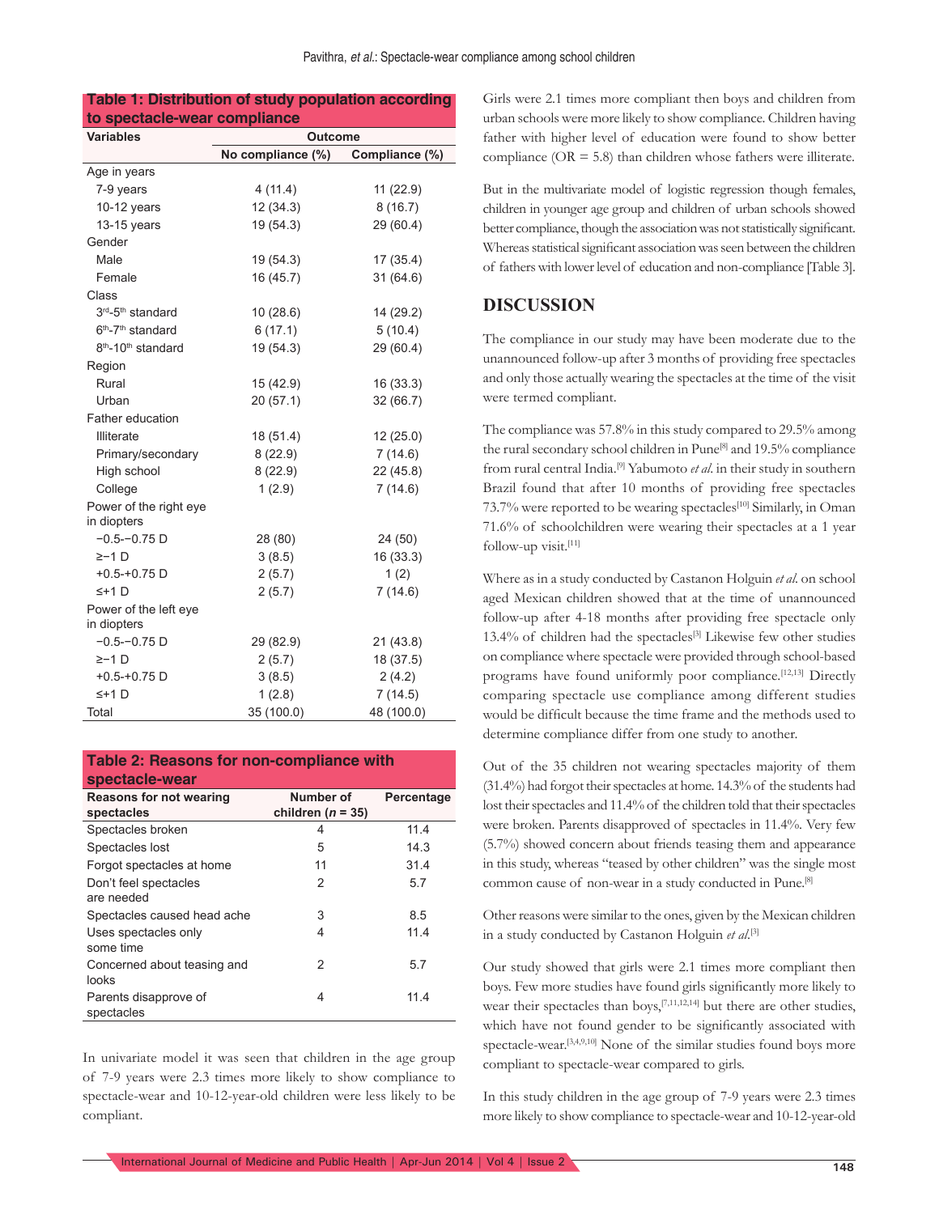**Table 1: Distribution of study population according to spectacle-wear compliance**

| Variables | Outcome | |
|---|---|---|
| | No compliance (%) | Compliance (%) |
| Age in years | | |
| 7-9 years | 4 (11.4) | 11 (22.9) |
| 10-12 years | 12 (34.3) | 8 (16.7) |
| 13-15 years | 19 (54.3) | 29 (60.4) |
| Gender | | |
| Male | 19 (54.3) | 17 (35.4) |
| Female | 16 (45.7) | 31 (64.6) |
| Class | | |
| 3rd-5th standard | 10 (28.6) | 14 (29.2) |
| 6th-7th standard | 6 (17.1) | 5 (10.4) |
| 8th-10th standard | 19 (54.3) | 29 (60.4) |
| Region | | |
| Rural | 15 (42.9) | 16 (33.3) |
| Urban | 20 (57.1) | 32 (66.7) |
| Father education | | |
| Illiterate | 18 (51.4) | 12 (25.0) |
| Primary/secondary | 8 (22.9) | 7 (14.6) |
| High school | 8 (22.9) | 22 (45.8) |
| College | 1 (2.9) | 7 (14.6) |
| Power of the right eye in diopters | | |
| −0.5-−0.75 D | 28 (80) | 24 (50) |
| ≥−1 D | 3 (8.5) | 16 (33.3) |
| +0.5-+0.75 D | 2 (5.7) | 1 (2) |
| ≤+1 D | 2 (5.7) | 7 (14.6) |
| Power of the left eye in diopters | | |
| −0.5-−0.75 D | 29 (82.9) | 21 (43.8) |
| ≥−1 D | 2 (5.7) | 18 (37.5) |
| +0.5-+0.75 D | 3 (8.5) | 2 (4.2) |
| ≤+1 D | 1 (2.8) | 7 (14.5) |
| Total | 35 (100.0) | 48 (100.0) |

**Table 2: Reasons for non-compliance with spectacle-wear**

| Reasons for not wearing spectacles | Number of children ($n$ = 35) | Percentage |
|---|---|---|
| Spectacles broken | 4 | 11.4 |
| Spectacles lost | 5 | 14.3 |
| Forgot spectacles at home | 11 | 31.4 |
| Don't feel spectacles are needed | 2 | 5.7 |
| Spectacles caused head ache | 3 | 8.5 |
| Uses spectacles only some time | 4 | 11.4 |
| Concerned about teasing and looks | 2 | 5.7 |
| Parents disapprove of spectacles | 4 | 11.4 |

In univariate model it was seen that children in the age group of 7-9 years were 2.3 times more likely to show compliance to spectacle-wear and 10-12-year-old children were less likely to be compliant.

Girls were 2.1 times more compliant then boys and children from urban schools were more likely to show compliance. Children having father with higher level of education were found to show better compliance (OR = 5.8) than children whose fathers were illiterate.

But in the multivariate model of logistic regression though females, children in younger age group and children of urban schools showed better compliance, though the association was not statistically significant. Whereas statistical significant association was seen between the children of fathers with lower level of education and non-compliance [Table 3].

## DISCUSSION

The compliance in our study may have been moderate due to the unannounced follow-up after 3 months of providing free spectacles and only those actually wearing the spectacles at the time of the visit were termed compliant.

The compliance was 57.8% in this study compared to 29.5% among the rural secondary school children in Pune[8] and 19.5% compliance from rural central India.[9] Yabumoto *et al*. in their study in southern Brazil found that after 10 months of providing free spectacles 73.7% were reported to be wearing spectacles[10] Similarly, in Oman 71.6% of schoolchildren were wearing their spectacles at a 1 year follow-up visit.[11]

Where as in a study conducted by Castanon Holguin *et al*. on school aged Mexican children showed that at the time of unannounced follow-up after 4-18 months after providing free spectacle only 13.4% of children had the spectacles[3] Likewise few other studies on compliance where spectacle were provided through school-based programs have found uniformly poor compliance.[12,13] Directly comparing spectacle use compliance among different studies would be difficult because the time frame and the methods used to determine compliance differ from one study to another.

Out of the 35 children not wearing spectacles majority of them (31.4%) had forgot their spectacles at home. 14.3% of the students had lost their spectacles and 11.4% of the children told that their spectacles were broken. Parents disapproved of spectacles in 11.4%. Very few (5.7%) showed concern about friends teasing them and appearance in this study, whereas "teased by other children" was the single most common cause of non-wear in a study conducted in Pune.[8]

Other reasons were similar to the ones, given by the Mexican children in a study conducted by Castanon Holguin *et al*.[3]

Our study showed that girls were 2.1 times more compliant then boys. Few more studies have found girls significantly more likely to wear their spectacles than boys,[7,11,12,14] but there are other studies, which have not found gender to be significantly associated with spectacle-wear.[3,4,9,10] None of the similar studies found boys more compliant to spectacle-wear compared to girls.

In this study children in the age group of 7-9 years were 2.3 times more likely to show compliance to spectacle-wear and 10-12-year-old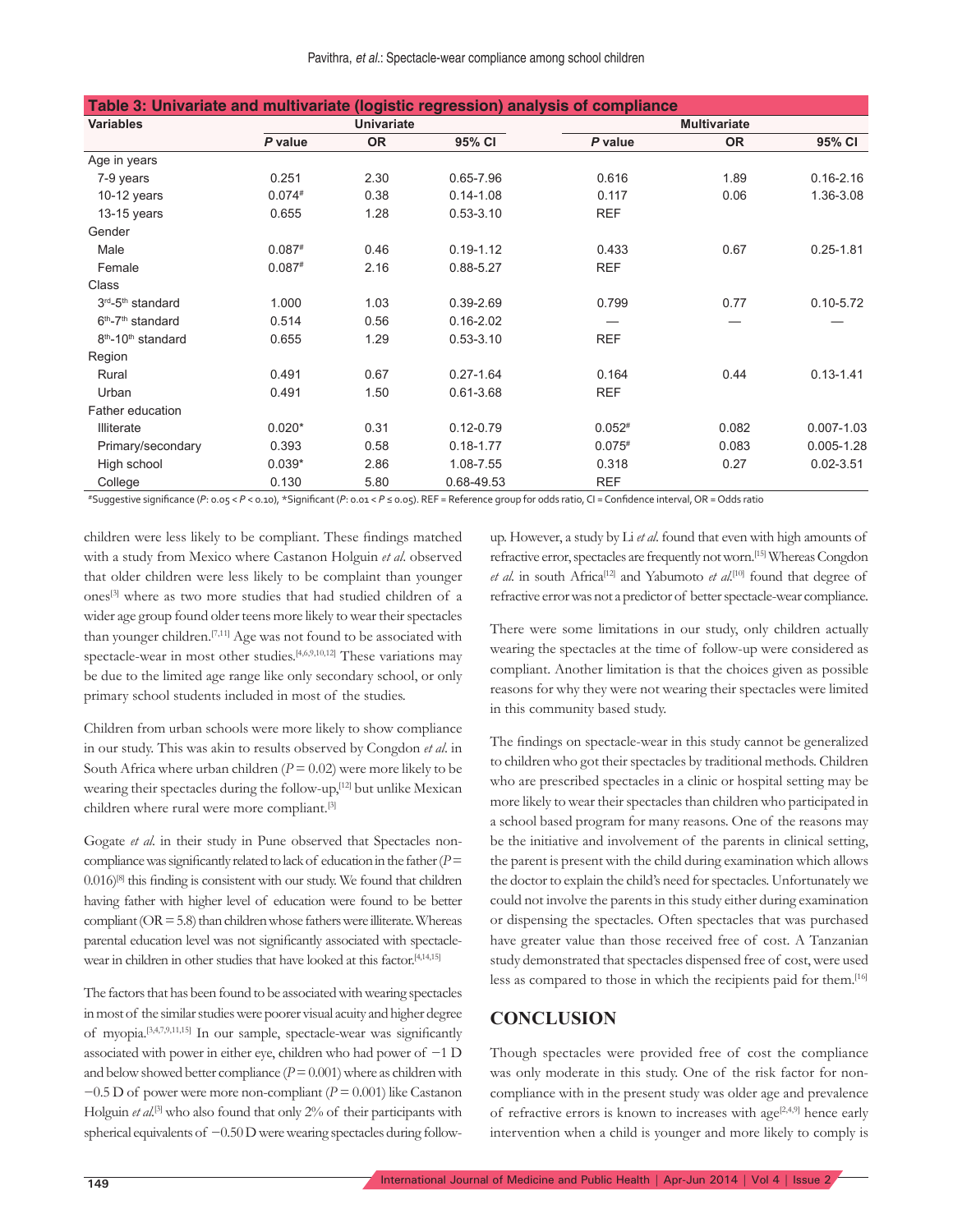**Table 3: Univariate and multivariate (logistic regression) analysis of compliance**

| Variables | Univariate | | | Multivariate | | |
|---|---|---|---|---|---|---|
| | *P* value | OR | 95% CI | *P* value | OR | 95% CI |
| Age in years | | | | | | |
| 7-9 years | 0.251 | 2.30 | 0.65-7.96 | 0.616 | 1.89 | 0.16-2.16 |
| 10-12 years | 0.074# | 0.38 | 0.14-1.08 | 0.117 | 0.06 | 1.36-3.08 |
| 13-15 years | 0.655 | 1.28 | 0.53-3.10 | REF | | |
| Gender | | | | | | |
| Male | 0.087# | 0.46 | 0.19-1.12 | 0.433 | 0.67 | 0.25-1.81 |
| Female | 0.087# | 2.16 | 0.88-5.27 | REF | | |
| Class | | | | | | |
| 3rd-5th standard | 1.000 | 1.03 | 0.39-2.69 | 0.799 | 0.77 | 0.10-5.72 |
| 6th-7th standard | 0.514 | 0.56 | 0.16-2.02 | — | — | — |
| 8th-10th standard | 0.655 | 1.29 | 0.53-3.10 | REF | | |
| Region | | | | | | |
| Rural | 0.491 | 0.67 | 0.27-1.64 | 0.164 | 0.44 | 0.13-1.41 |
| Urban | 0.491 | 1.50 | 0.61-3.68 | REF | | |
| Father education | | | | | | |
| Illiterate | 0.020* | 0.31 | 0.12-0.79 | 0.052# | 0.082 | 0.007-1.03 |
| Primary/secondary | 0.393 | 0.58 | 0.18-1.77 | 0.075# | 0.083 | 0.005-1.28 |
| High school | 0.039* | 2.86 | 1.08-7.55 | 0.318 | 0.27 | 0.02-3.51 |
| College | 0.130 | 5.80 | 0.68-49.53 | REF | | |

#Suggestive significance ($P$: 0.05 < $P$ < 0.10), *Significant ($P$: 0.01 < $P$ ≤ 0.05). REF = Reference group for odds ratio, CI = Confidence interval, OR = Odds ratio

children were less likely to be compliant. These findings matched with a study from Mexico where Castanon Holguin *et al.* observed that older children were less likely to be complaint than younger ones[3] where as two more studies that had studied children of a wider age group found older teens more likely to wear their spectacles than younger children.[7,11] Age was not found to be associated with spectacle-wear in most other studies.[4,6,9,10,12] These variations may be due to the limited age range like only secondary school, or only primary school students included in most of the studies.

Children from urban schools were more likely to show compliance in our study. This was akin to results observed by Congdon *et al.* in South Africa where urban children ($P$ = 0.02) were more likely to be wearing their spectacles during the follow-up,[12] but unlike Mexican children where rural were more compliant.[3]

Gogate *et al.* in their study in Pune observed that Spectacles non-compliance was significantly related to lack of education in the father ($P$ = 0.016)[8] this finding is consistent with our study. We found that children having father with higher level of education were found to be better compliant (OR = 5.8) than children whose fathers were illiterate. Whereas parental education level was not significantly associated with spectacle-wear in children in other studies that have looked at this factor.[4,14,15]

The factors that has been found to be associated with wearing spectacles in most of the similar studies were poorer visual acuity and higher degree of myopia.[3,4,7,9,11,15] In our sample, spectacle-wear was significantly associated with power in either eye, children who had power of −1 D and below showed better compliance ($P$ = 0.001) where as children with −0.5 D of power were more non-compliant ($P$ = 0.001) like Castanon Holguin *et al.*[3] who also found that only 2% of their participants with spherical equivalents of −0.50 D were wearing spectacles during follow-up. However, a study by Li *et al.* found that even with high amounts of refractive error, spectacles are frequently not worn.[15] Whereas Congdon *et al.* in south Africa[12] and Yabumoto *et al.*[10] found that degree of refractive error was not a predictor of better spectacle-wear compliance.

There were some limitations in our study, only children actually wearing the spectacles at the time of follow-up were considered as compliant. Another limitation is that the choices given as possible reasons for why they were not wearing their spectacles were limited in this community based study.

The findings on spectacle-wear in this study cannot be generalized to children who got their spectacles by traditional methods. Children who are prescribed spectacles in a clinic or hospital setting may be more likely to wear their spectacles than children who participated in a school based program for many reasons. One of the reasons may be the initiative and involvement of the parents in clinical setting, the parent is present with the child during examination which allows the doctor to explain the child's need for spectacles. Unfortunately we could not involve the parents in this study either during examination or dispensing the spectacles. Often spectacles that was purchased have greater value than those received free of cost. A Tanzanian study demonstrated that spectacles dispensed free of cost, were used less as compared to those in which the recipients paid for them.[16]

## CONCLUSION

Though spectacles were provided free of cost the compliance was only moderate in this study. One of the risk factor for non-compliance with in the present study was older age and prevalence of refractive errors is known to increases with age[2,4,9] hence early intervention when a child is younger and more likely to comply is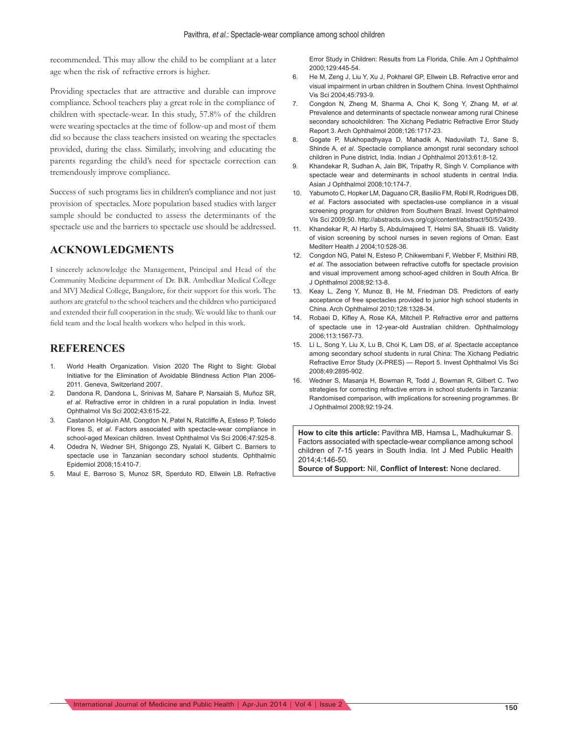recommended. This may allow the child to be compliant at a later age when the risk of refractive errors is higher.

Providing spectacles that are attractive and durable can improve compliance. School teachers play a great role in the compliance of children with spectacle-wear. In this study, 57.8% of the children were wearing spectacles at the time of follow-up and most of them did so because the class teachers insisted on wearing the spectacles provided, during the class. Similarly, involving and educating the parents regarding the child's need for spectacle correction can tremendously improve compliance.

Success of such programs lies in children's compliance and not just provision of spectacles. More population based studies with larger sample should be conducted to assess the determinants of the spectacle use and the barriers to spectacle use should be addressed.

## ACKNOWLEDGMENTS

I sincerely acknowledge the Management, Principal and Head of the Community Medicine department of Dr. B.R. Ambedkar Medical College and MVJ Medical College, Bangalore, for their support for this work. The authors are grateful to the school teachers and the children who participated and extended their full cooperation in the study. We would like to thank our field team and the local health workers who helped in this work.

## REFERENCES

1. World Health Organization. Vision 2020 The Right to Sight: Global Initiative for the Elimination of Avoidable Blindness Action Plan 2006-2011. Geneva, Switzerland 2007.
2. Dandona R, Dandona L, Srinivas M, Sahare P, Narsaiah S, Muñoz SR, *et al*. Refractive error in children in a rural population in India. Invest Ophthalmol Vis Sci 2002;43:615-22.
3. Castanon Holguin AM, Congdon N, Patel N, Ratcliffe A, Esteso P, Toledo Flores S, *et al*. Factors associated with spectacle-wear compliance in school-aged Mexican children. Invest Ophthalmol Vis Sci 2006;47:925-8.
4. Odedra N, Wedner SH, Shigongo ZS, Nyalali K, Gilbert C. Barriers to spectacle use in Tanzanian secondary school students. Ophthalmic Epidemiol 2008;15:410-7.
5. Maul E, Barroso S, Munoz SR, Sperduto RD, Ellwein LB. Refractive Error Study in Children: Results from La Florida, Chile. Am J Ophthalmol 2000;129:445-54.
6. He M, Zeng J, Liu Y, Xu J, Pokharel GP, Ellwein LB. Refractive error and visual impairment in urban children in Southern China. Invest Ophthalmol Vis Sci 2004;45:793-9.
7. Congdon N, Zheng M, Sharma A, Choi K, Song Y, Zhang M, *et al*. Prevalence and determinants of spectacle nonwear among rural Chinese secondary schoolchildren: The Xichang Pediatric Refractive Error Study Report 3. Arch Ophthalmol 2008;126:1717-23.
8. Gogate P, Mukhopadhyaya D, Mahadik A, Naduvilath TJ, Sane S, Shinde A, *et al*. Spectacle compliance amongst rural secondary school children in Pune district, India. Indian J Ophthalmol 2013;61:8-12.
9. Khandekar R, Sudhan A, Jain BK, Tripathy R, Singh V. Compliance with spectacle wear and determinants in school students in central India. Asian J Ophthalmol 2008;10:174-7.
10. Yabumoto C, Hopker LM, Daguano CR, Basilio FM, Robl R, Rodrigues DB, *et al*. Factors associated with spectacles-use compliance in a visual screening program for children from Southern Brazil. Invest Ophthalmol Vis Sci 2009;50. http://abstracts.iovs.org/cgi/content/abstract/50/5/2439.
11. Khandekar R, Al Harby S, Abdulmajeed T, Helmi SA, Shuaili IS. Validity of vision screening by school nurses in seven regions of Oman. East Mediterr Health J 2004;10:528-36.
12. Congdon NG, Patel N, Esteso P, Chikwembani F, Webber F, Msithini RB, *et al*. The association between refractive cutoffs for spectacle provision and visual improvement among school-aged children in South Africa. Br J Ophthalmol 2008;92:13-8.
13. Keay L, Zeng Y, Munoz B, He M, Friedman DS. Predictors of early acceptance of free spectacles provided to junior high school students in China. Arch Ophthalmol 2010;128:1328-34.
14. Robaei D, Kifley A, Rose KA, Mitchell P. Refractive error and patterns of spectacle use in 12-year-old Australian children. Ophthalmology 2006;113:1567-73.
15. Li L, Song Y, Liu X, Lu B, Choi K, Lam DS, *et al*. Spectacle acceptance among secondary school students in rural China: The Xichang Pediatric Refractive Error Study (X-PRES) — Report 5. Invest Ophthalmol Vis Sci 2008;49:2895-902.
16. Wedner S, Masanja H, Bowman R, Todd J, Bowman R, Gilbert C. Two strategies for correcting refractive errors in school students in Tanzania: Randomised comparison, with implications for screening programmes. Br J Ophthalmol 2008;92:19-24.

**How to cite this article:** Pavithra MB, Hamsa L, Madhukumar S. Factors associated with spectacle-wear compliance among school children of 7-15 years in South India. Int J Med Public Health 2014;4:146-50.

**Source of Support:** Nil, **Conflict of Interest:** None declared.